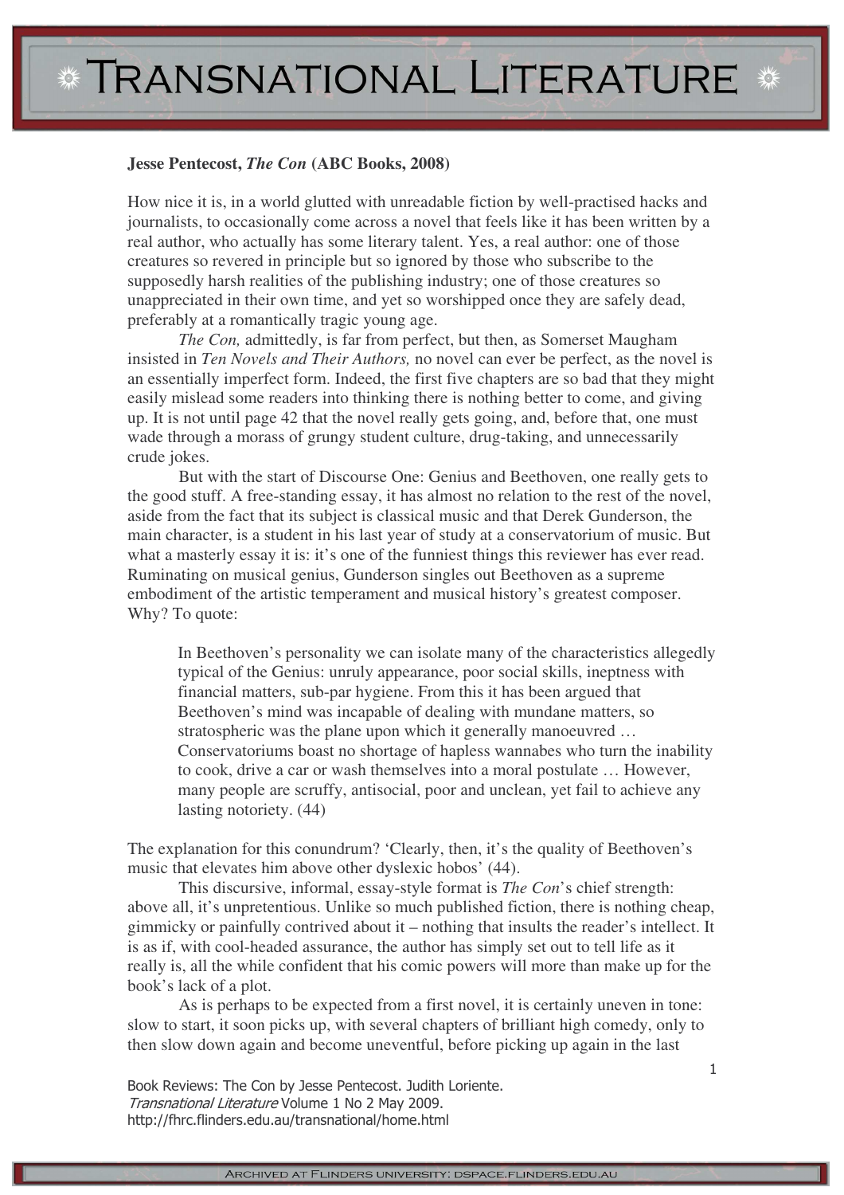**Jesse Pentecost, *The Con* (ABC Books, 2008)**

How nice it is, in a world glutted with unreadable fiction by well-practised hacks and journalists, to occasionally come across a novel that feels like it has been written by a real author, who actually has some literary talent. Yes, a real author: one of those creatures so revered in principle but so ignored by those who subscribe to the supposedly harsh realities of the publishing industry; one of those creatures so unappreciated in their own time, and yet so worshipped once they are safely dead, preferably at a romantically tragic young age.

*The Con,* admittedly, is far from perfect, but then, as Somerset Maugham insisted in *Ten Novels and Their Authors,* no novel can ever be perfect, as the novel is an essentially imperfect form. Indeed, the first five chapters are so bad that they might easily mislead some readers into thinking there is nothing better to come, and giving up. It is not until page 42 that the novel really gets going, and, before that, one must wade through a morass of grungy student culture, drug-taking, and unnecessarily crude jokes.

But with the start of Discourse One: Genius and Beethoven, one really gets to the good stuff. A free-standing essay, it has almost no relation to the rest of the novel, aside from the fact that its subject is classical music and that Derek Gunderson, the main character, is a student in his last year of study at a conservatorium of music. But what a masterly essay it is: it's one of the funniest things this reviewer has ever read. Ruminating on musical genius, Gunderson singles out Beethoven as a supreme embodiment of the artistic temperament and musical history's greatest composer. Why? To quote:

> In Beethoven's personality we can isolate many of the characteristics allegedly typical of the Genius: unruly appearance, poor social skills, ineptness with financial matters, sub-par hygiene. From this it has been argued that Beethoven's mind was incapable of dealing with mundane matters, so stratospheric was the plane upon which it generally manoeuvred … Conservatoriums boast no shortage of hapless wannabes who turn the inability to cook, drive a car or wash themselves into a moral postulate … However, many people are scruffy, antisocial, poor and unclean, yet fail to achieve any lasting notoriety. (44)

The explanation for this conundrum? 'Clearly, then, it's the quality of Beethoven's music that elevates him above other dyslexic hobos' (44).

This discursive, informal, essay-style format is *The Con*'s chief strength: above all, it's unpretentious. Unlike so much published fiction, there is nothing cheap, gimmicky or painfully contrived about it – nothing that insults the reader's intellect. It is as if, with cool-headed assurance, the author has simply set out to tell life as it really is, all the while confident that his comic powers will more than make up for the book's lack of a plot.

As is perhaps to be expected from a first novel, it is certainly uneven in tone: slow to start, it soon picks up, with several chapters of brilliant high comedy, only to then slow down again and become uneventful, before picking up again in the last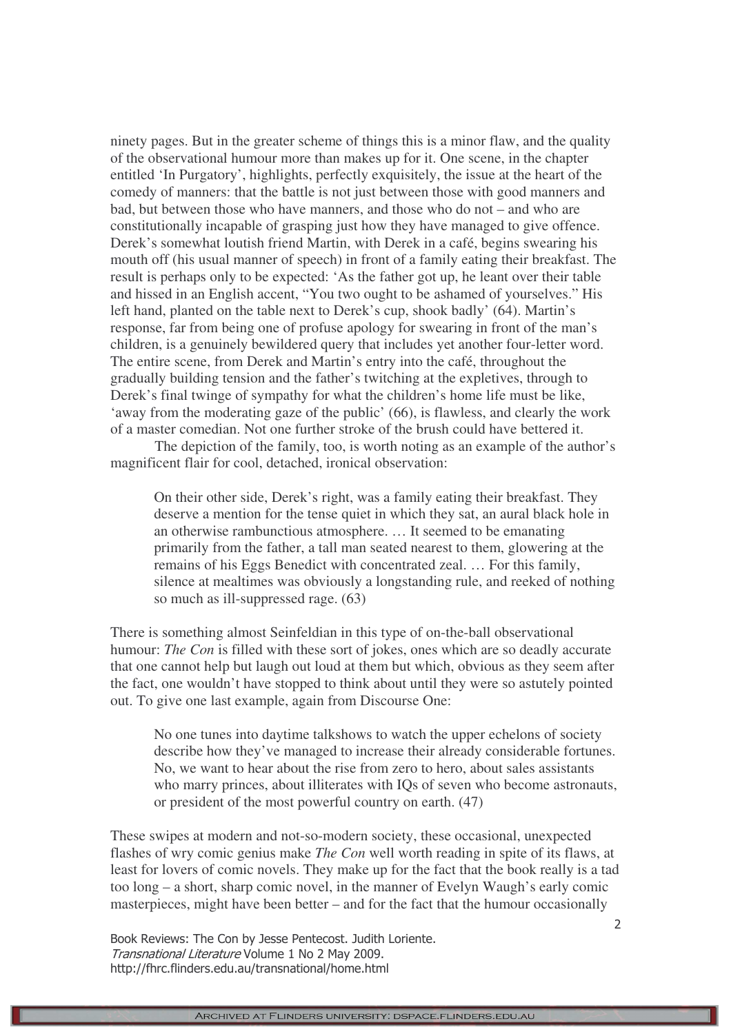ninety pages. But in the greater scheme of things this is a minor flaw, and the quality of the observational humour more than makes up for it. One scene, in the chapter entitled 'In Purgatory', highlights, perfectly exquisitely, the issue at the heart of the comedy of manners: that the battle is not just between those with good manners and bad, but between those who have manners, and those who do not – and who are constitutionally incapable of grasping just how they have managed to give offence. Derek's somewhat loutish friend Martin, with Derek in a café, begins swearing his mouth off (his usual manner of speech) in front of a family eating their breakfast. The result is perhaps only to be expected: 'As the father got up, he leant over their table and hissed in an English accent, "You two ought to be ashamed of yourselves." His left hand, planted on the table next to Derek's cup, shook badly' (64). Martin's response, far from being one of profuse apology for swearing in front of the man's children, is a genuinely bewildered query that includes yet another four-letter word. The entire scene, from Derek and Martin's entry into the café, throughout the gradually building tension and the father's twitching at the expletives, through to Derek's final twinge of sympathy for what the children's home life must be like, 'away from the moderating gaze of the public' (66), is flawless, and clearly the work of a master comedian. Not one further stroke of the brush could have bettered it.

The depiction of the family, too, is worth noting as an example of the author's magnificent flair for cool, detached, ironical observation:

> On their other side, Derek's right, was a family eating their breakfast. They deserve a mention for the tense quiet in which they sat, an aural black hole in an otherwise rambunctious atmosphere. … It seemed to be emanating primarily from the father, a tall man seated nearest to them, glowering at the remains of his Eggs Benedict with concentrated zeal. … For this family, silence at mealtimes was obviously a longstanding rule, and reeked of nothing so much as ill-suppressed rage. (63)

There is something almost Seinfeldian in this type of on-the-ball observational humour: *The Con* is filled with these sort of jokes, ones which are so deadly accurate that one cannot help but laugh out loud at them but which, obvious as they seem after the fact, one wouldn't have stopped to think about until they were so astutely pointed out. To give one last example, again from Discourse One:

> No one tunes into daytime talkshows to watch the upper echelons of society describe how they've managed to increase their already considerable fortunes. No, we want to hear about the rise from zero to hero, about sales assistants who marry princes, about illiterates with IQs of seven who become astronauts, or president of the most powerful country on earth. (47)

These swipes at modern and not-so-modern society, these occasional, unexpected flashes of wry comic genius make *The Con* well worth reading in spite of its flaws, at least for lovers of comic novels. They make up for the fact that the book really is a tad too long – a short, sharp comic novel, in the manner of Evelyn Waugh's early comic masterpieces, might have been better – and for the fact that the humour occasionally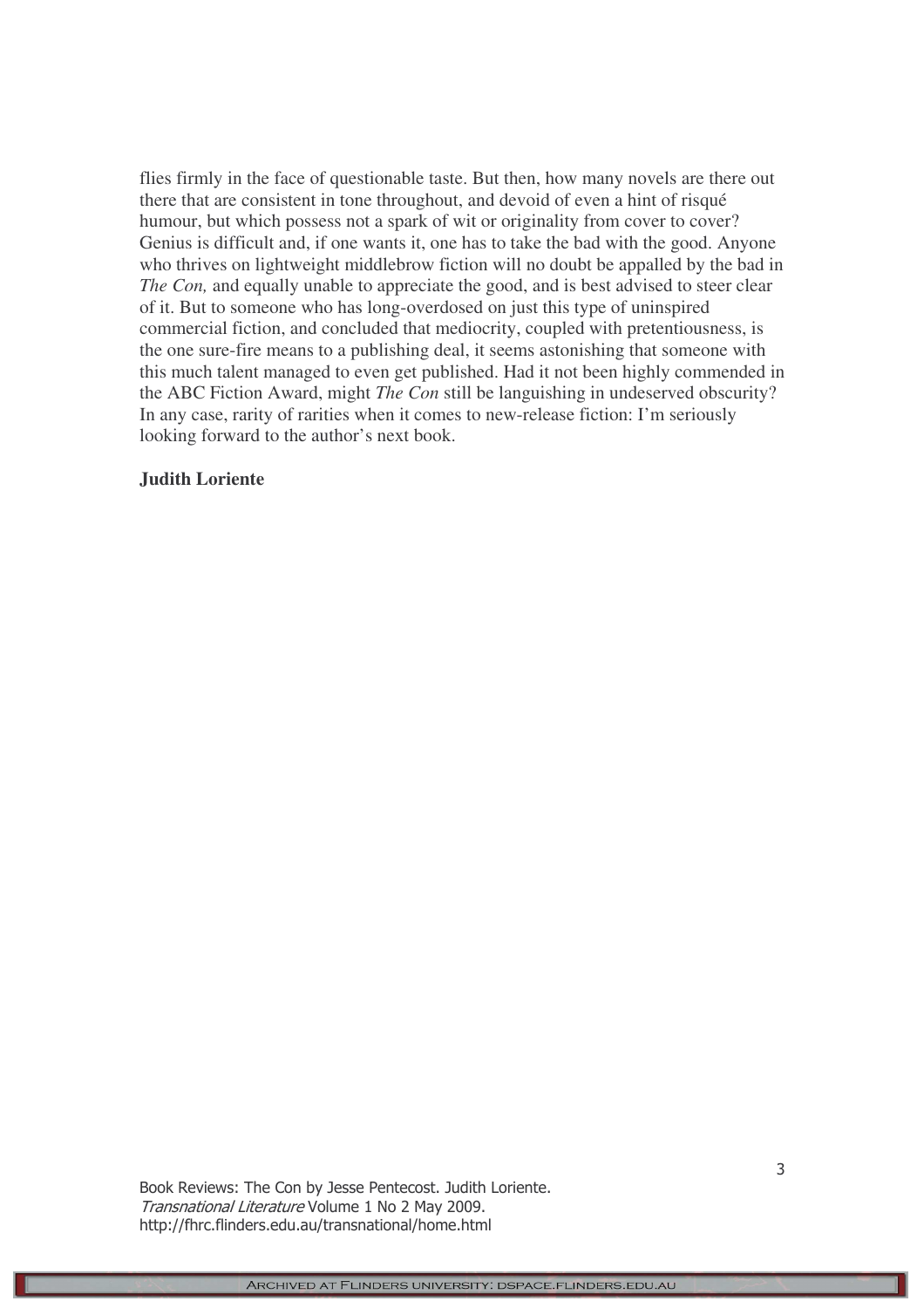flies firmly in the face of questionable taste. But then, how many novels are there out there that are consistent in tone throughout, and devoid of even a hint of risqué humour, but which possess not a spark of wit or originality from cover to cover? Genius is difficult and, if one wants it, one has to take the bad with the good. Anyone who thrives on lightweight middlebrow fiction will no doubt be appalled by the bad in *The Con,* and equally unable to appreciate the good, and is best advised to steer clear of it. But to someone who has long-overdosed on just this type of uninspired commercial fiction, and concluded that mediocrity, coupled with pretentiousness, is the one sure-fire means to a publishing deal, it seems astonishing that someone with this much talent managed to even get published. Had it not been highly commended in the ABC Fiction Award, might *The Con* still be languishing in undeserved obscurity? In any case, rarity of rarities when it comes to new-release fiction: I'm seriously looking forward to the author's next book.

**Judith Loriente**